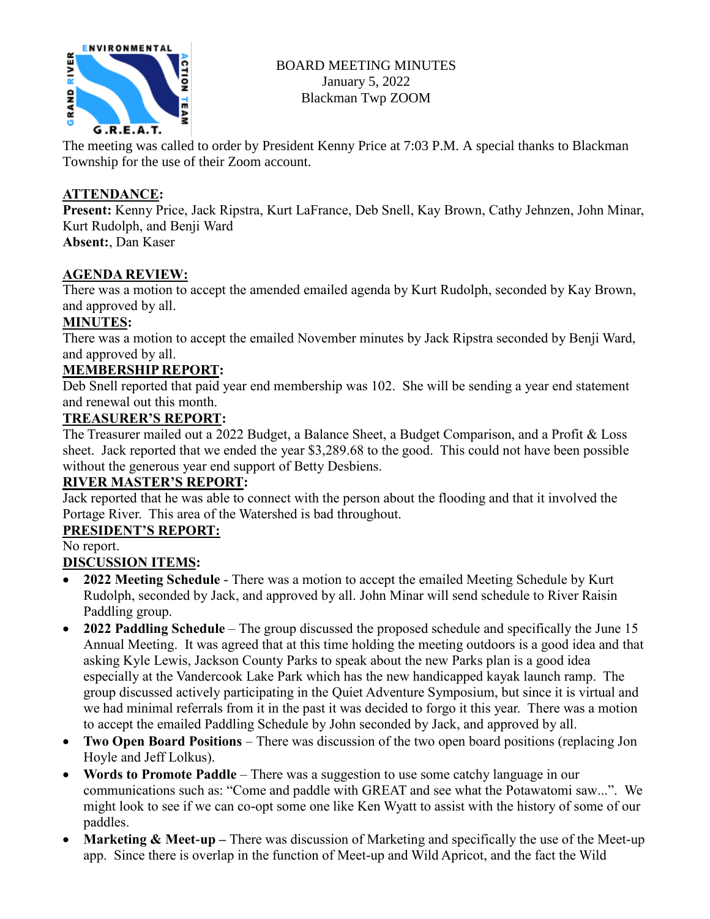BOARD MEETING MINUTES
January 5, 2022
Blackman Twp ZOOM

The meeting was called to order by President Kenny Price at 7:03 P.M. A special thanks to Blackman Township for the use of their Zoom account.

## ATTENDANCE:

**Present:** Kenny Price, Jack Ripstra, Kurt LaFrance, Deb Snell, Kay Brown, Cathy Jehnzen, John Minar, Kurt Rudolph, and Benji Ward
**Absent:**, Dan Kaser

## AGENDA REVIEW:

There was a motion to accept the amended emailed agenda by Kurt Rudolph, seconded by Kay Brown, and approved by all.

## MINUTES:

There was a motion to accept the emailed November minutes by Jack Ripstra seconded by Benji Ward, and approved by all.

## MEMBERSHIP REPORT:

Deb Snell reported that paid year end membership was 102. She will be sending a year end statement and renewal out this month.

## TREASURER'S REPORT:

The Treasurer mailed out a 2022 Budget, a Balance Sheet, a Budget Comparison, and a Profit & Loss sheet. Jack reported that we ended the year $3,289.68 to the good. This could not have been possible without the generous year end support of Betty Desbiens.

## RIVER MASTER'S REPORT:

Jack reported that he was able to connect with the person about the flooding and that it involved the Portage River. This area of the Watershed is bad throughout.

## PRESIDENT'S REPORT:

No report.

## DISCUSSION ITEMS:

- **2022 Meeting Schedule** - There was a motion to accept the emailed Meeting Schedule by Kurt Rudolph, seconded by Jack, and approved by all. John Minar will send schedule to River Raisin Paddling group.
- **2022 Paddling Schedule** – The group discussed the proposed schedule and specifically the June 15 Annual Meeting. It was agreed that at this time holding the meeting outdoors is a good idea and that asking Kyle Lewis, Jackson County Parks to speak about the new Parks plan is a good idea especially at the Vandercook Lake Park which has the new handicapped kayak launch ramp. The group discussed actively participating in the Quiet Adventure Symposium, but since it is virtual and we had minimal referrals from it in the past it was decided to forgo it this year. There was a motion to accept the emailed Paddling Schedule by John seconded by Jack, and approved by all.
- **Two Open Board Positions** – There was discussion of the two open board positions (replacing Jon Hoyle and Jeff Lolkus).
- **Words to Promote Paddle** – There was a suggestion to use some catchy language in our communications such as: "Come and paddle with GREAT and see what the Potawatomi saw...". We might look to see if we can co-opt some one like Ken Wyatt to assist with the history of some of our paddles.
- **Marketing & Meet-up –** There was discussion of Marketing and specifically the use of the Meet-up app. Since there is overlap in the function of Meet-up and Wild Apricot, and the fact the Wild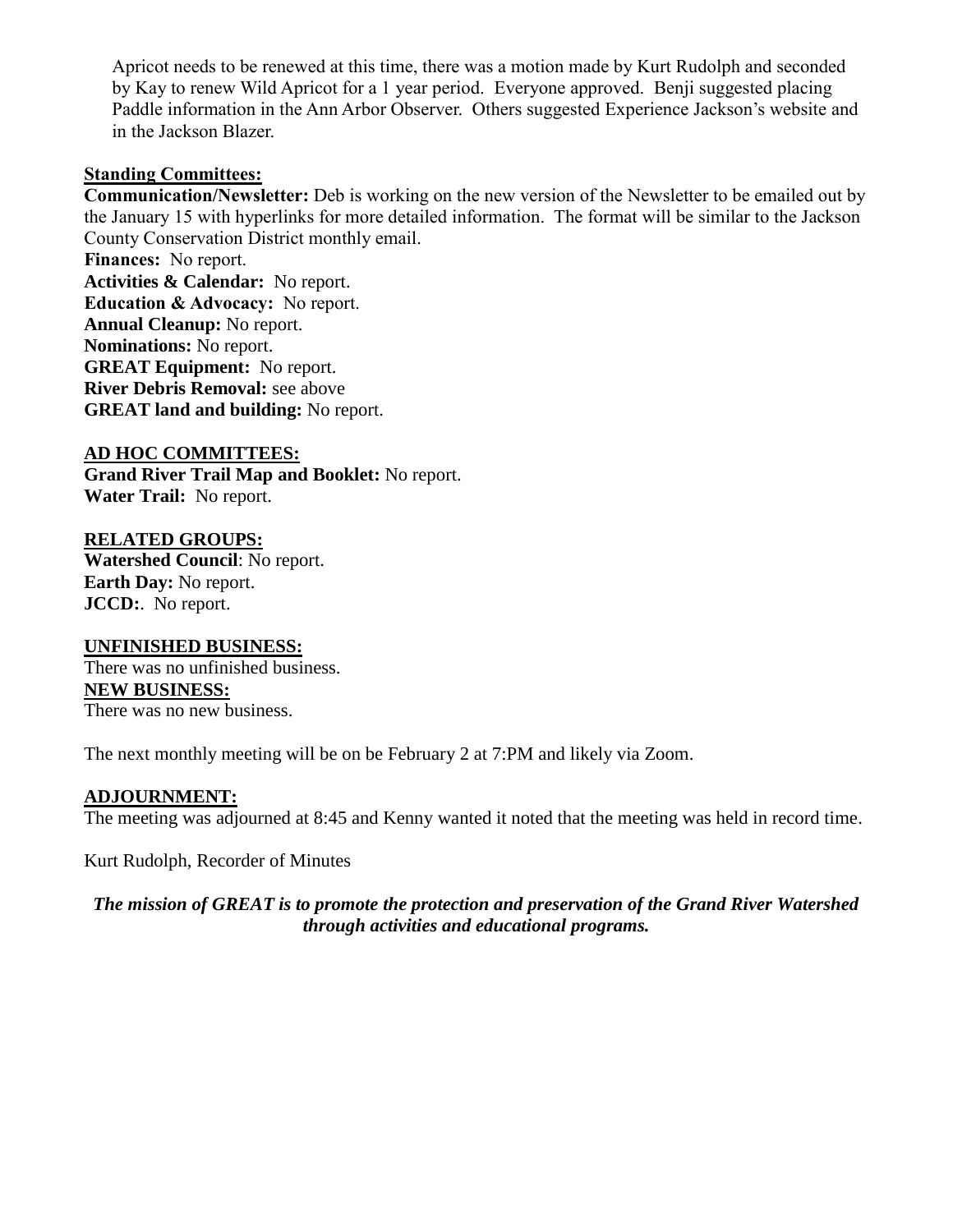Apricot needs to be renewed at this time, there was a motion made by Kurt Rudolph and seconded by Kay to renew Wild Apricot for a 1 year period. Everyone approved. Benji suggested placing Paddle information in the Ann Arbor Observer. Others suggested Experience Jackson's website and in the Jackson Blazer.

**Standing Committees:**

**Communication/Newsletter:** Deb is working on the new version of the Newsletter to be emailed out by the January 15 with hyperlinks for more detailed information. The format will be similar to the Jackson County Conservation District monthly email.
**Finances:** No report.
**Activities & Calendar:** No report.
**Education & Advocacy:** No report.
**Annual Cleanup:** No report.
**Nominations:** No report.
**GREAT Equipment:** No report.
**River Debris Removal:** see above
**GREAT land and building:** No report.

**AD HOC COMMITTEES:**

**Grand River Trail Map and Booklet:** No report.
**Water Trail:** No report.

**RELATED GROUPS:**

**Watershed Council**: No report.
**Earth Day:** No report.
**JCCD:**. No report.

**UNFINISHED BUSINESS:**

There was no unfinished business.

**NEW BUSINESS:**

There was no new business.

The next monthly meeting will be on be February 2 at 7:PM and likely via Zoom.

**ADJOURNMENT:**

The meeting was adjourned at 8:45 and Kenny wanted it noted that the meeting was held in record time.

Kurt Rudolph, Recorder of Minutes

***The mission of GREAT is to promote the protection and preservation of the Grand River Watershed through activities and educational programs.***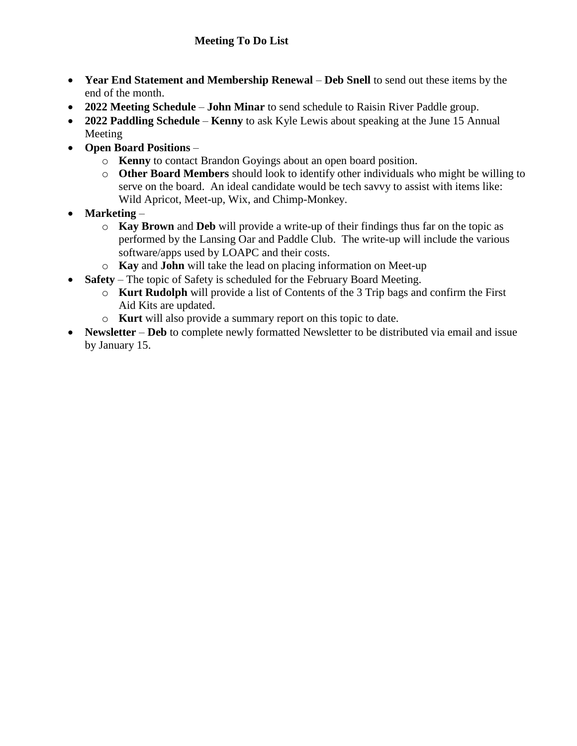**Meeting To Do List**

- **Year End Statement and Membership Renewal** – **Deb Snell** to send out these items by the end of the month.
- **2022 Meeting Schedule** – **John Minar** to send schedule to Raisin River Paddle group.
- **2022 Paddling Schedule** – **Kenny** to ask Kyle Lewis about speaking at the June 15 Annual Meeting
- **Open Board Positions** –
  - **Kenny** to contact Brandon Goyings about an open board position.
  - **Other Board Members** should look to identify other individuals who might be willing to serve on the board. An ideal candidate would be tech savvy to assist with items like: Wild Apricot, Meet-up, Wix, and Chimp-Monkey.
- **Marketing** –
  - **Kay Brown** and **Deb** will provide a write-up of their findings thus far on the topic as performed by the Lansing Oar and Paddle Club. The write-up will include the various software/apps used by LOAPC and their costs.
  - **Kay** and **John** will take the lead on placing information on Meet-up
- **Safety** – The topic of Safety is scheduled for the February Board Meeting.
  - **Kurt Rudolph** will provide a list of Contents of the 3 Trip bags and confirm the First Aid Kits are updated.
  - **Kurt** will also provide a summary report on this topic to date.
- **Newsletter** – **Deb** to complete newly formatted Newsletter to be distributed via email and issue by January 15.